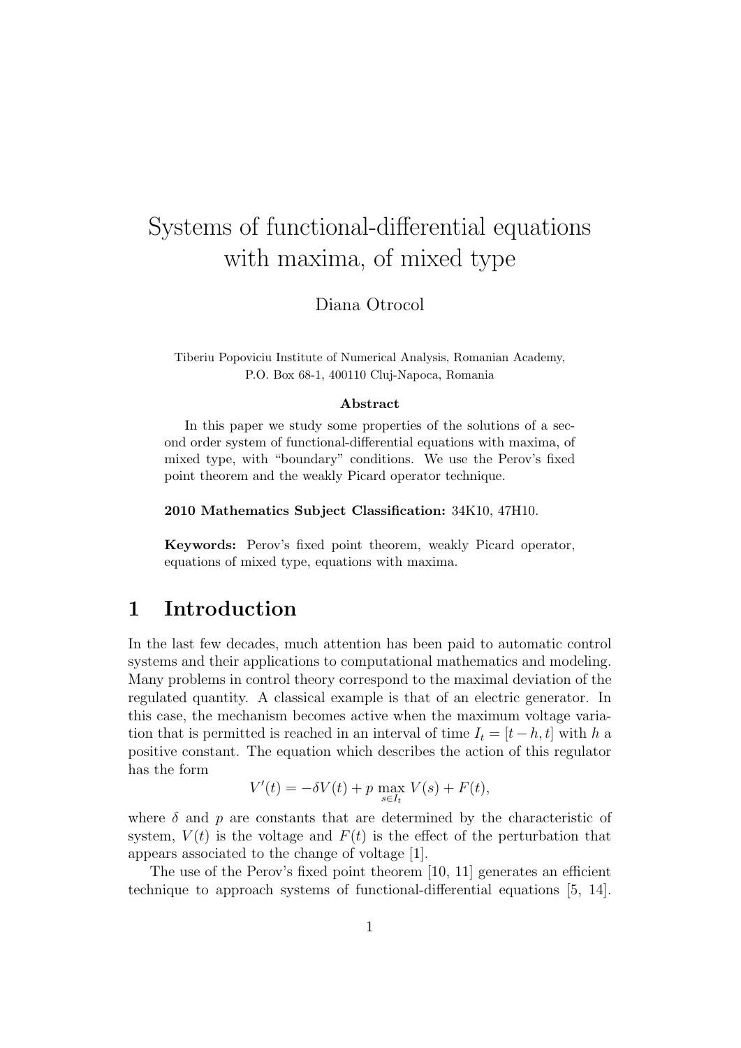# Systems of functional-differential equations with maxima, of mixed type

Diana Otrocol

Tiberiu Popoviciu Institute of Numerical Analysis, Romanian Academy,
P.O. Box 68-1, 400110 Cluj-Napoca, Romania

**Abstract**

In this paper we study some properties of the solutions of a second order system of functional-differential equations with maxima, of mixed type, with "boundary" conditions. We use the Perov's fixed point theorem and the weakly Picard operator technique.

**2010 Mathematics Subject Classification:** 34K10, 47H10.

**Keywords:** Perov's fixed point theorem, weakly Picard operator, equations of mixed type, equations with maxima.

## 1 Introduction

In the last few decades, much attention has been paid to automatic control systems and their applications to computational mathematics and modeling. Many problems in control theory correspond to the maximal deviation of the regulated quantity. A classical example is that of an electric generator. In this case, the mechanism becomes active when the maximum voltage variation that is permitted is reached in an interval of time $I_t = [t-h, t]$ with $h$ a positive constant. The equation which describes the action of this regulator has the form

$$V'(t) = -\delta V(t) + p \max_{s \in I_t} V(s) + F(t),$$

where $\delta$ and $p$ are constants that are determined by the characteristic of system, $V(t)$ is the voltage and $F(t)$ is the effect of the perturbation that appears associated to the change of voltage [1].

The use of the Perov's fixed point theorem [10, 11] generates an efficient technique to approach systems of functional-differential equations [5, 14].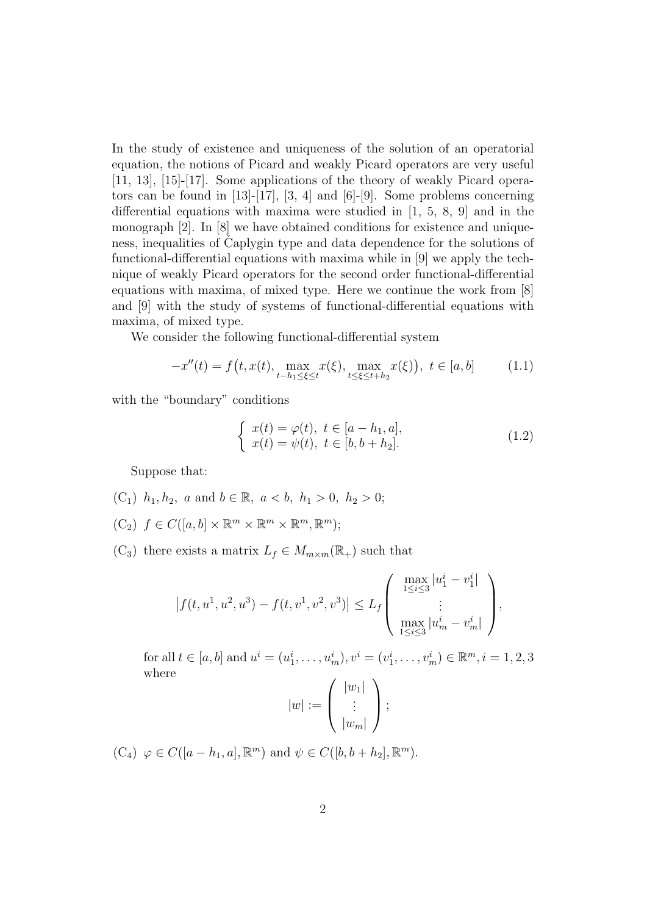In the study of existence and uniqueness of the solution of an operatorial equation, the notions of Picard and weakly Picard operators are very useful [11, 13], [15]-[17]. Some applications of the theory of weakly Picard operators can be found in [13]-[17], [3, 4] and [6]-[9]. Some problems concerning differential equations with maxima were studied in [1, 5, 8, 9] and in the monograph [2]. In [8] we have obtained conditions for existence and uniqueness, inequalities of Čaplygin type and data dependence for the solutions of functional-differential equations with maxima while in [9] we apply the technique of weakly Picard operators for the second order functional-differential equations with maxima, of mixed type. Here we continue the work from [8] and [9] with the study of systems of functional-differential equations with maxima, of mixed type.

We consider the following functional-differential system

$$-x''(t) = f\big(t, x(t), \max_{t-h_1\leq\xi\leq t} x(\xi), \max_{t\leq\xi\leq t+h_2} x(\xi)\big),\ t \in [a, b] \tag{1.1}$$

with the "boundary" conditions

$$\begin{cases} x(t) = \varphi(t),\ t \in [a - h_1, a], \\ x(t) = \psi(t),\ t \in [b, b + h_2]. \end{cases} \tag{1.2}$$

Suppose that:

(C$_1$) $h_1, h_2,\ a$ and $b \in \mathbb{R},\ a < b,\ h_1 > 0,\ h_2 > 0$;

(C$_2$) $f \in C([a, b] \times \mathbb{R}^m \times \mathbb{R}^m \times \mathbb{R}^m, \mathbb{R}^m)$;

(C$_3$) there exists a matrix $L_f \in M_{m\times m}(\mathbb{R}_+)$ such that

$$\big|f(t, u^1, u^2, u^3) - f(t, v^1, v^2, v^3)\big| \leq L_f \begin{pmatrix} \max\limits_{1\leq i\leq 3} |u^i_1 - v^i_1| \\ \vdots \\ \max\limits_{1\leq i\leq 3} |u^i_m - v^i_m| \end{pmatrix},$$

for all $t \in [a, b]$ and $u^i = (u^i_1, \ldots, u^i_m), v^i = (v^i_1, \ldots, v^i_m) \in \mathbb{R}^m, i = 1, 2, 3$ where

$$|w| := \begin{pmatrix} |w_1| \\ \vdots \\ |w_m| \end{pmatrix};$$

(C$_4$) $\varphi \in C([a - h_1, a], \mathbb{R}^m)$ and $\psi \in C([b, b + h_2], \mathbb{R}^m)$.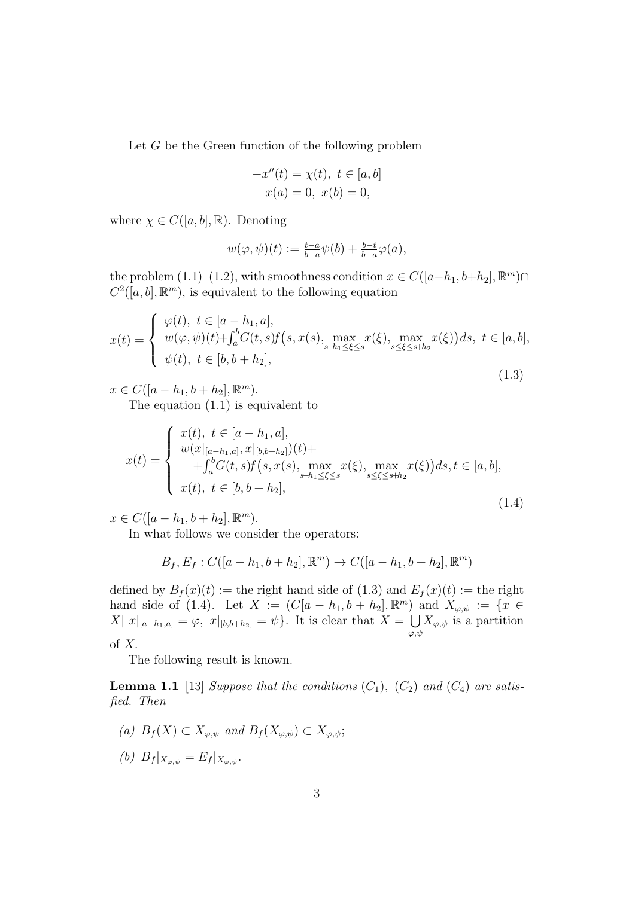Let $G$ be the Green function of the following problem

$$
\begin{gathered}
-x''(t) = \chi(t),\ t \in [a,b] \\
x(a) = 0,\ x(b) = 0,
\end{gathered}
$$

where $\chi \in C([a,b],\mathbb{R})$. Denoting

$$
w(\varphi,\psi)(t) := \tfrac{t-a}{b-a}\psi(b) + \tfrac{b-t}{b-a}\varphi(a),
$$

the problem (1.1)–(1.2), with smoothness condition $x \in C([a-h_1, b+h_2],\mathbb{R}^m) \cap C^2([a,b],\mathbb{R}^m)$, is equivalent to the following equation

$$
x(t) = \begin{cases} \varphi(t),\ t \in [a-h_1, a], \\ w(\varphi,\psi)(t) + \int_a^b G(t,s) f\big(s, x(s), \max\limits_{s-h_1 \le \xi \le s} x(\xi), \max\limits_{s \le \xi \le s+h_2} x(\xi)\big) ds,\ t \in [a,b], \\ \psi(t),\ t \in [b, b+h_2], \end{cases} \tag{1.3}
$$

$x \in C([a-h_1, b+h_2],\mathbb{R}^m)$.

The equation (1.1) is equivalent to

$$
x(t) = \begin{cases} x(t),\ t \in [a-h_1, a], \\ w(x|_{[a-h_1,a]}, x|_{[b,b+h_2]})(t) + \\ \quad + \int_a^b G(t,s) f\big(s, x(s), \max\limits_{s-h_1 \le \xi \le s} x(\xi), \max\limits_{s \le \xi \le s+h_2} x(\xi)\big) ds, t \in [a,b], \\ x(t),\ t \in [b, b+h_2], \end{cases} \tag{1.4}
$$

$x \in C([a-h_1, b+h_2],\mathbb{R}^m)$.

In what follows we consider the operators:

$$
B_f, E_f : C([a-h_1, b+h_2],\mathbb{R}^m) \to C([a-h_1, b+h_2],\mathbb{R}^m)
$$

defined by $B_f(x)(t) :=$ the right hand side of (1.3) and $E_f(x)(t) :=$ the right hand side of (1.4). Let $X := (C[a-h_1, b+h_2],\mathbb{R}^m)$ and $X_{\varphi,\psi} := \{x \in X |\ x|_{[a-h_1,a]} = \varphi,\ x|_{[b,b+h_2]} = \psi\}$. It is clear that $X = \bigcup\limits_{\varphi,\psi} X_{\varphi,\psi}$ is a partition of $X$.

The following result is known.

**Lemma 1.1** [13] *Suppose that the conditions $(C_1)$, $(C_2)$ and $(C_4)$ are satisfied. Then*

*(a)* $B_f(X) \subset X_{\varphi,\psi}$ *and* $B_f(X_{\varphi,\psi}) \subset X_{\varphi,\psi}$;

*(b)* $B_f|_{X_{\varphi,\psi}} = E_f|_{X_{\varphi,\psi}}$.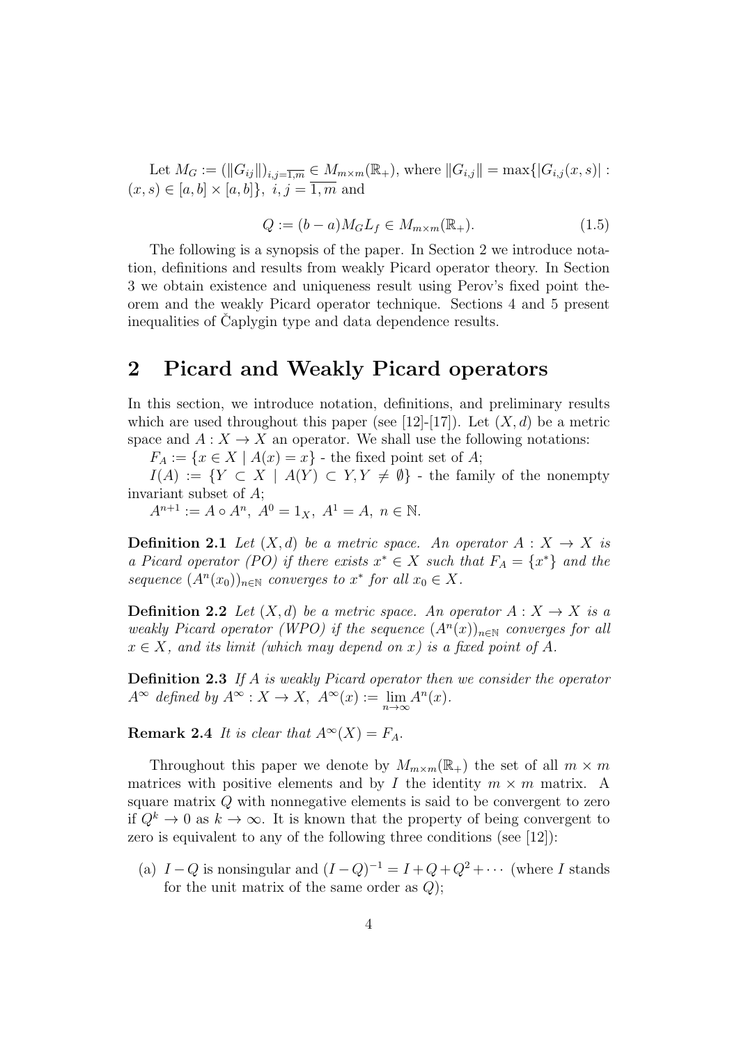Let $M_G := (\|G_{ij}\|)_{i,j=\overline{1,m}} \in M_{m\times m}(\mathbb{R}_+)$, where $\|G_{i,j}\| = \max\{|G_{i,j}(x,s)| : (x,s) \in [a,b]\times[a,b]\},\ i,j=\overline{1,m}$ and

$$Q := (b-a)M_G L_f \in M_{m\times m}(\mathbb{R}_+). \tag{1.5}$$

The following is a synopsis of the paper. In Section 2 we introduce notation, definitions and results from weakly Picard operator theory. In Section 3 we obtain existence and uniqueness result using Perov's fixed point theorem and the weakly Picard operator technique. Sections 4 and 5 present inequalities of Čaplygin type and data dependence results.

## 2 Picard and Weakly Picard operators

In this section, we introduce notation, definitions, and preliminary results which are used throughout this paper (see [12]-[17]). Let $(X,d)$ be a metric space and $A : X \to X$ an operator. We shall use the following notations:

$F_A := \{x \in X \mid A(x) = x\}$ - the fixed point set of $A$;

$I(A) := \{Y \subset X \mid A(Y) \subset Y, Y \neq \emptyset\}$ - the family of the nonempty invariant subset of $A$;

$A^{n+1} := A \circ A^n,\ A^0 = 1_X,\ A^1 = A,\ n \in \mathbb{N}$.

**Definition 2.1** *Let $(X,d)$ be a metric space. An operator $A : X \to X$ is a Picard operator (PO) if there exists $x^* \in X$ such that $F_A = \{x^*\}$ and the sequence $(A^n(x_0))_{n\in\mathbb{N}}$ converges to $x^*$ for all $x_0 \in X$.*

**Definition 2.2** *Let $(X,d)$ be a metric space. An operator $A : X \to X$ is a weakly Picard operator (WPO) if the sequence $(A^n(x))_{n\in\mathbb{N}}$ converges for all $x \in X$, and its limit (which may depend on $x$) is a fixed point of $A$.*

**Definition 2.3** *If $A$ is weakly Picard operator then we consider the operator $A^\infty$ defined by $A^\infty : X \to X,\ A^\infty(x) := \lim\limits_{n\to\infty} A^n(x)$.*

**Remark 2.4** *It is clear that $A^\infty(X) = F_A$.*

Throughout this paper we denote by $M_{m\times m}(\mathbb{R}_+)$ the set of all $m \times m$ matrices with positive elements and by $I$ the identity $m \times m$ matrix. A square matrix $Q$ with nonnegative elements is said to be convergent to zero if $Q^k \to 0$ as $k \to \infty$. It is known that the property of being convergent to zero is equivalent to any of the following three conditions (see [12]):

(a) $I - Q$ is nonsingular and $(I-Q)^{-1} = I + Q + Q^2 + \cdots$ (where $I$ stands for the unit matrix of the same order as $Q$);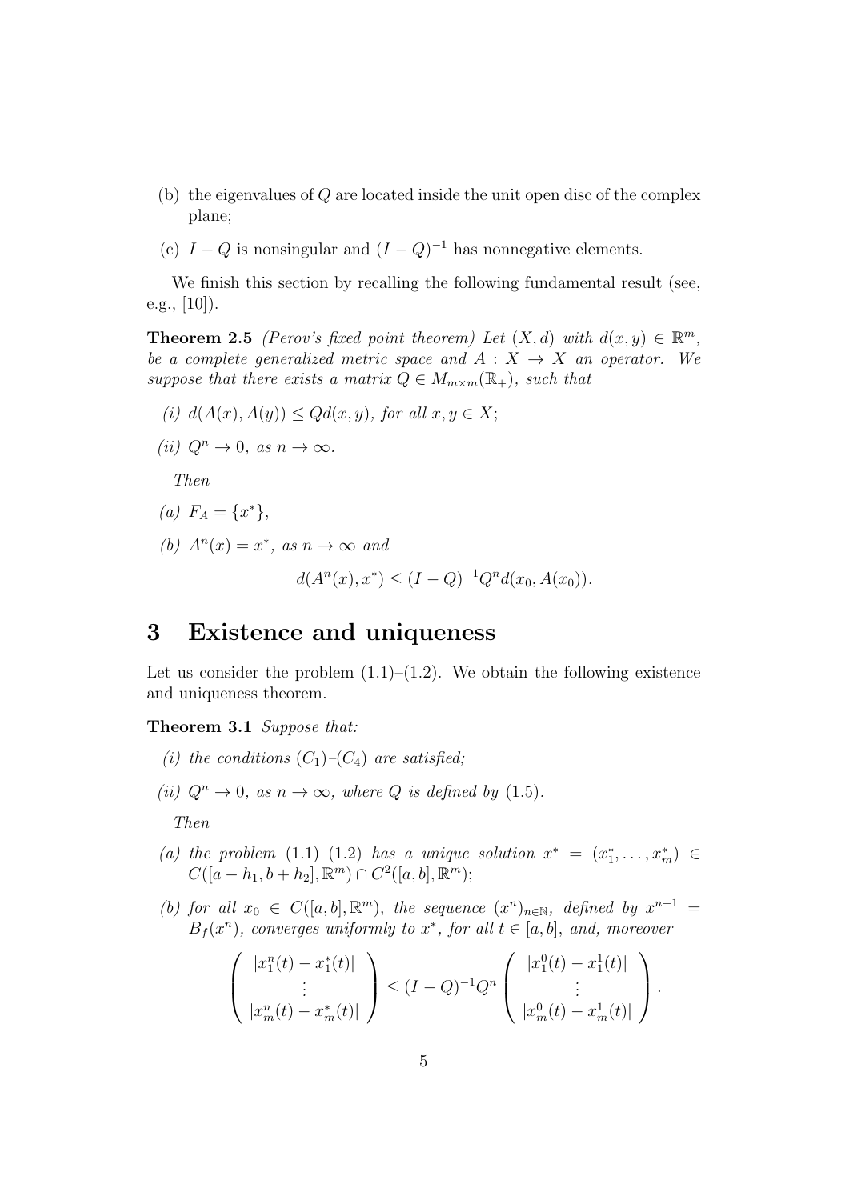(b) the eigenvalues of $Q$ are located inside the unit open disc of the complex plane;

(c) $I - Q$ is nonsingular and $(I - Q)^{-1}$ has nonnegative elements.

We finish this section by recalling the following fundamental result (see, e.g., [10]).

**Theorem 2.5** *(Perov's fixed point theorem) Let $(X, d)$ with $d(x, y) \in \mathbb{R}^m$, be a complete generalized metric space and $A : X \to X$ an operator. We suppose that there exists a matrix $Q \in M_{m\times m}(\mathbb{R}_+)$, such that*

*(i) $d(A(x), A(y)) \le Qd(x, y)$, for all $x, y \in X$;*

*(ii) $Q^n \to 0$, as $n \to \infty$.*

*Then*

*(a) $F_A = \{x^*\}$,*

*(b) $A^n(x) = x^*$, as $n \to \infty$ and*

$$d(A^n(x), x^*) \le (I - Q)^{-1}Q^n d(x_0, A(x_0)).$$

# 3 Existence and uniqueness

Let us consider the problem (1.1)–(1.2). We obtain the following existence and uniqueness theorem.

**Theorem 3.1** *Suppose that:*

*(i) the conditions $(C_1)$–$(C_4)$ are satisfied;*

*(ii) $Q^n \to 0$, as $n \to \infty$, where $Q$ is defined by (1.5).*

*Then*

*(a) the problem (1.1)–(1.2) has a unique solution $x^* = (x_1^*, \ldots, x_m^*) \in C([a - h_1, b + h_2], \mathbb{R}^m) \cap C^2([a, b], \mathbb{R}^m)$;*

*(b) for all $x_0 \in C([a, b], \mathbb{R}^m)$, the sequence $(x^n)_{n\in\mathbb{N}}$, defined by $x^{n+1} = B_f(x^n)$, converges uniformly to $x^*$, for all $t \in [a, b]$, and, moreover*

$$\begin{pmatrix} |x_1^n(t) - x_1^*(t)| \\ \vdots \\ |x_m^n(t) - x_m^*(t)| \end{pmatrix} \le (I - Q)^{-1}Q^n \begin{pmatrix} |x_1^0(t) - x_1^1(t)| \\ \vdots \\ |x_m^0(t) - x_m^1(t)| \end{pmatrix}.$$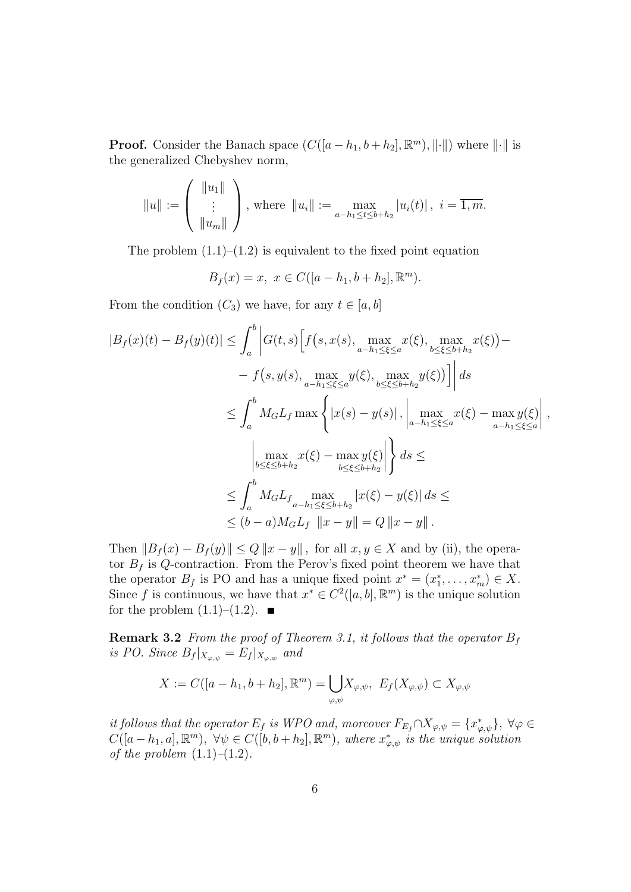**Proof.** Consider the Banach space $(C([a-h_1,b+h_2],\mathbb{R}^m),\|\cdot\|)$ where $\|\cdot\|$ is the generalized Chebyshev norm,

$$\|u\| := \begin{pmatrix} \|u_1\| \\ \vdots \\ \|u_m\| \end{pmatrix}, \text{ where } \|u_i\| := \max_{a-h_1\le t\le b+h_2} |u_i(t)|\,,\ i=\overline{1,m}.$$

The problem (1.1)–(1.2) is equivalent to the fixed point equation

$$B_f(x)=x,\ x\in C([a-h_1,b+h_2],\mathbb{R}^m).$$

From the condition $(C_3)$ we have, for any $t\in[a,b]$

$$\begin{aligned}
|B_f(x)(t)-B_f(y)(t)| &\le \int_a^b \Bigg| G(t,s)\Big[ f\big(s,x(s),\max_{a-h_1\le\xi\le a} x(\xi),\max_{b\le\xi\le b+h_2} x(\xi)\big) - \\
&\quad - f\big(s,y(s),\max_{a-h_1\le\xi\le a} y(\xi),\max_{b\le\xi\le b+h_2} y(\xi)\big)\Big]\Bigg|\, ds \\
&\le \int_a^b M_G L_f \max\Bigg\{ |x(s)-y(s)|\,, \left|\max_{a-h_1\le\xi\le a} x(\xi) - \max_{a-h_1\le\xi\le a} y(\xi)\right|, \\
&\quad \left|\max_{b\le\xi\le b+h_2} x(\xi) - \max_{b\le\xi\le b+h_2} y(\xi)\right| \Bigg\}\, ds \le \\
&\le \int_a^b M_G L_f \max_{a-h_1\le\xi\le b+h_2} |x(\xi)-y(\xi)|\, ds \le \\
&\le (b-a) M_G L_f\ \|x-y\| = Q\,\|x-y\|\,.
\end{aligned}$$

Then $\|B_f(x)-B_f(y)\|\le Q\,\|x-y\|$, for all $x,y\in X$ and by (ii), the operator $B_f$ is $Q$-contraction. From the Perov's fixed point theorem we have that the operator $B_f$ is PO and has a unique fixed point $x^*=(x_1^*,\ldots,x_m^*)\in X$. Since $f$ is continuous, we have that $x^*\in C^2([a,b],\mathbb{R}^m)$ is the unique solution for the problem (1.1)–(1.2). ■

**Remark 3.2** *From the proof of Theorem 3.1, it follows that the operator $B_f$ is PO. Since $B_f|_{X_{\varphi,\psi}} = E_f|_{X_{\varphi,\psi}}$ and*

$$X := C([a-h_1,b+h_2],\mathbb{R}^m) = \bigcup_{\varphi,\psi} X_{\varphi,\psi},\ E_f(X_{\varphi,\psi})\subset X_{\varphi,\psi}$$

*it follows that the operator $E_f$ is WPO and, moreover $F_{E_f}\cap X_{\varphi,\psi}=\{x^*_{\varphi,\psi}\}$, $\forall\varphi\in C([a-h_1,a],\mathbb{R}^m)$, $\forall\psi\in C([b,b+h_2],\mathbb{R}^m)$, where $x^*_{\varphi,\psi}$ is the unique solution of the problem* (1.1)–(1.2).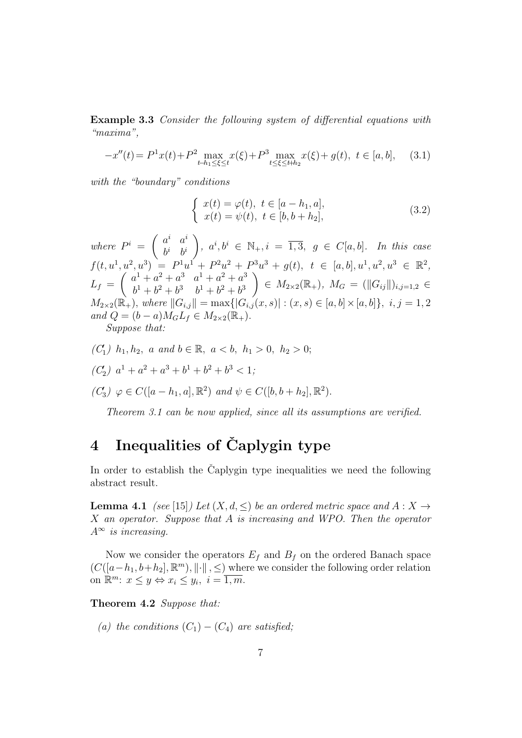**Example 3.3** *Consider the following system of differential equations with "maxima",*

$$-x''(t) = P^1 x(t) + P^2 \max_{t-h_1 \le \xi \le t} x(\xi) + P^3 \max_{t \le \xi \le t+h_2} x(\xi) + g(t), \ t \in [a,b], \qquad (3.1)$$

*with the "boundary" conditions*

$$\begin{cases} x(t) = \varphi(t), \ t \in [a-h_1, a], \\ x(t) = \psi(t), \ t \in [b, b+h_2], \end{cases} \qquad (3.2)$$

*where* $P^i = \begin{pmatrix} a^i & a^i \\ b^i & b^i \end{pmatrix}$, $a^i, b^i \in \mathbb{N}_+, i = \overline{1,3}$, $g \in C[a,b]$. *In this case* $f(t, u^1, u^2, u^3) = P^1 u^1 + P^2 u^2 + P^3 u^3 + g(t)$, $t \in [a,b], u^1, u^2, u^3 \in \mathbb{R}^2$, $L_f = \begin{pmatrix} a^1 + a^2 + a^3 & a^1 + a^2 + a^3 \\ b^1 + b^2 + b^3 & b^1 + b^2 + b^3 \end{pmatrix} \in M_{2\times 2}(\mathbb{R}_+)$, $M_G = (\|G_{ij}\|)_{i,j=1,2} \in M_{2\times 2}(\mathbb{R}_+)$, *where* $\|G_{i,j}\| = \max\{|G_{i,j}(x,s)| : (x,s) \in [a,b] \times [a,b]\}$, $i,j = 1,2$ *and* $Q = (b-a) M_G L_f \in M_{2\times 2}(\mathbb{R}_+)$.

*Suppose that:*

*($C_1'$)* $h_1, h_2$, $a$ *and* $b \in \mathbb{R}$, $a < b$, $h_1 > 0$, $h_2 > 0$;

*($C_2'$)* $a^1 + a^2 + a^3 + b^1 + b^2 + b^3 < 1$;

*($C_3'$)* $\varphi \in C([a-h_1, a], \mathbb{R}^2)$ *and* $\psi \in C([b, b+h_2], \mathbb{R}^2)$.

*Theorem 3.1 can be now applied, since all its assumptions are verified.*

# 4 Inequalities of Čaplygin type

In order to establish the Čaplygin type inequalities we need the following abstract result.

**Lemma 4.1** *(see [15]) Let $(X, d, \le)$ be an ordered metric space and $A : X \to X$ an operator. Suppose that $A$ is increasing and WPO. Then the operator $A^\infty$ is increasing.*

Now we consider the operators $E_f$ and $B_f$ on the ordered Banach space $(C([a-h_1, b+h_2], \mathbb{R}^m), \|\cdot\|, \le)$ where we consider the following order relation on $\mathbb{R}^m$: $x \le y \Leftrightarrow x_i \le y_i$, $i = \overline{1,m}$.

**Theorem 4.2** *Suppose that:*

*(a) the conditions $(C_1) - (C_4)$ are satisfied;*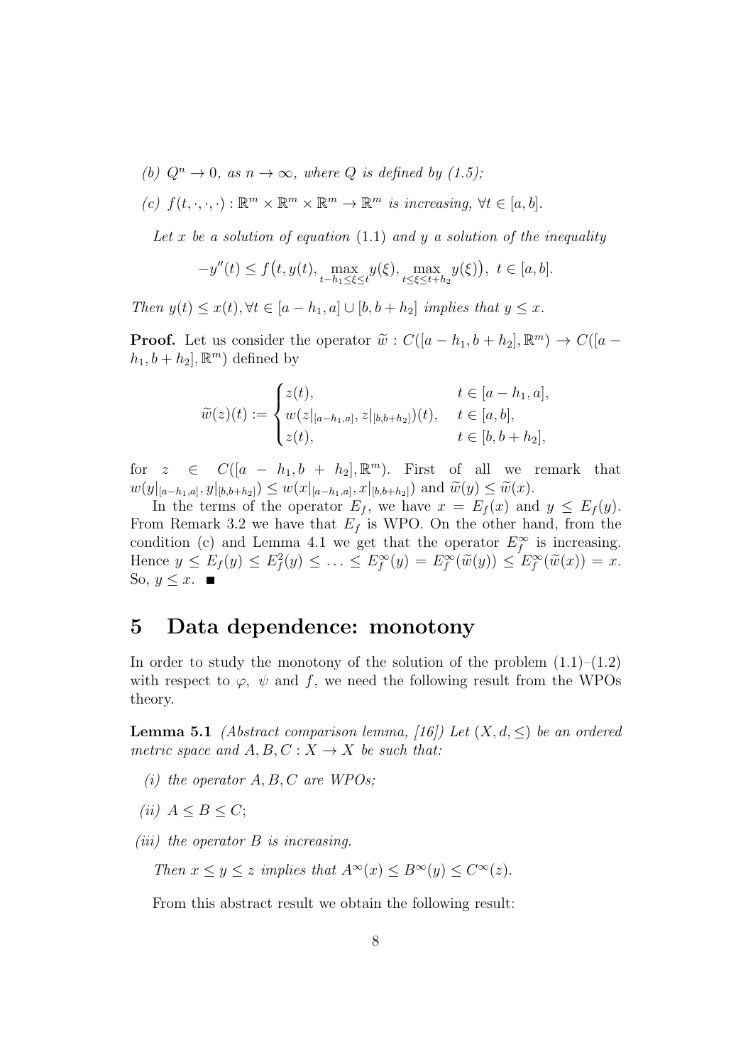*(b) $Q^n \to 0$, as $n \to \infty$, where $Q$ is defined by (1.5);*

*(c) $f(t,\cdot,\cdot,\cdot) : \mathbb{R}^m \times \mathbb{R}^m \times \mathbb{R}^m \to \mathbb{R}^m$ is increasing, $\forall t \in [a,b]$.*

*Let $x$ be a solution of equation* (1.1) *and $y$ a solution of the inequality*

$$-y''(t) \leq f\big(t, y(t), \max_{t-h_1 \leq \xi \leq t} y(\xi), \max_{t \leq \xi \leq t+h_2} y(\xi)\big),\ t \in [a,b].$$

*Then $y(t) \leq x(t), \forall t \in [a-h_1, a] \cup [b, b+h_2]$ implies that $y \leq x$.*

**Proof.** Let us consider the operator $\widetilde{w} : C([a-h_1, b+h_2], \mathbb{R}^m) \to C([a-h_1, b+h_2], \mathbb{R}^m)$ defined by

$$\widetilde{w}(z)(t) := \begin{cases} z(t), & t \in [a-h_1, a], \\ w(z|_{[a-h_1,a]}, z|_{[b,b+h_2]})(t), & t \in [a,b], \\ z(t), & t \in [b, b+h_2], \end{cases}$$

for $z \in C([a-h_1, b+h_2], \mathbb{R}^m)$. First of all we remark that $w(y|_{[a-h_1,a]}, y|_{[b,b+h_2]}) \leq w(x|_{[a-h_1,a]}, x|_{[b,b+h_2]})$ and $\widetilde{w}(y) \leq \widetilde{w}(x)$.

In the terms of the operator $E_f$, we have $x = E_f(x)$ and $y \leq E_f(y)$. From Remark 3.2 we have that $E_f$ is WPO. On the other hand, from the condition (c) and Lemma 4.1 we get that the operator $E_f^\infty$ is increasing. Hence $y \leq E_f(y) \leq E_f^2(y) \leq \ldots \leq E_f^\infty(y) = E_f^\infty(\widetilde{w}(y)) \leq E_f^\infty(\widetilde{w}(x)) = x$. So, $y \leq x$. ■

# 5 Data dependence: monotony

In order to study the monotony of the solution of the problem (1.1)–(1.2) with respect to $\varphi$, $\psi$ and $f$, we need the following result from the WPOs theory.

**Lemma 5.1** *(Abstract comparison lemma, [16]) Let $(X, d, \leq)$ be an ordered metric space and $A, B, C : X \to X$ be such that:*

*(i) the operator $A, B, C$ are WPOs;*

*(ii) $A \leq B \leq C$;*

*(iii) the operator $B$ is increasing.*

*Then $x \leq y \leq z$ implies that $A^\infty(x) \leq B^\infty(y) \leq C^\infty(z)$.*

From this abstract result we obtain the following result: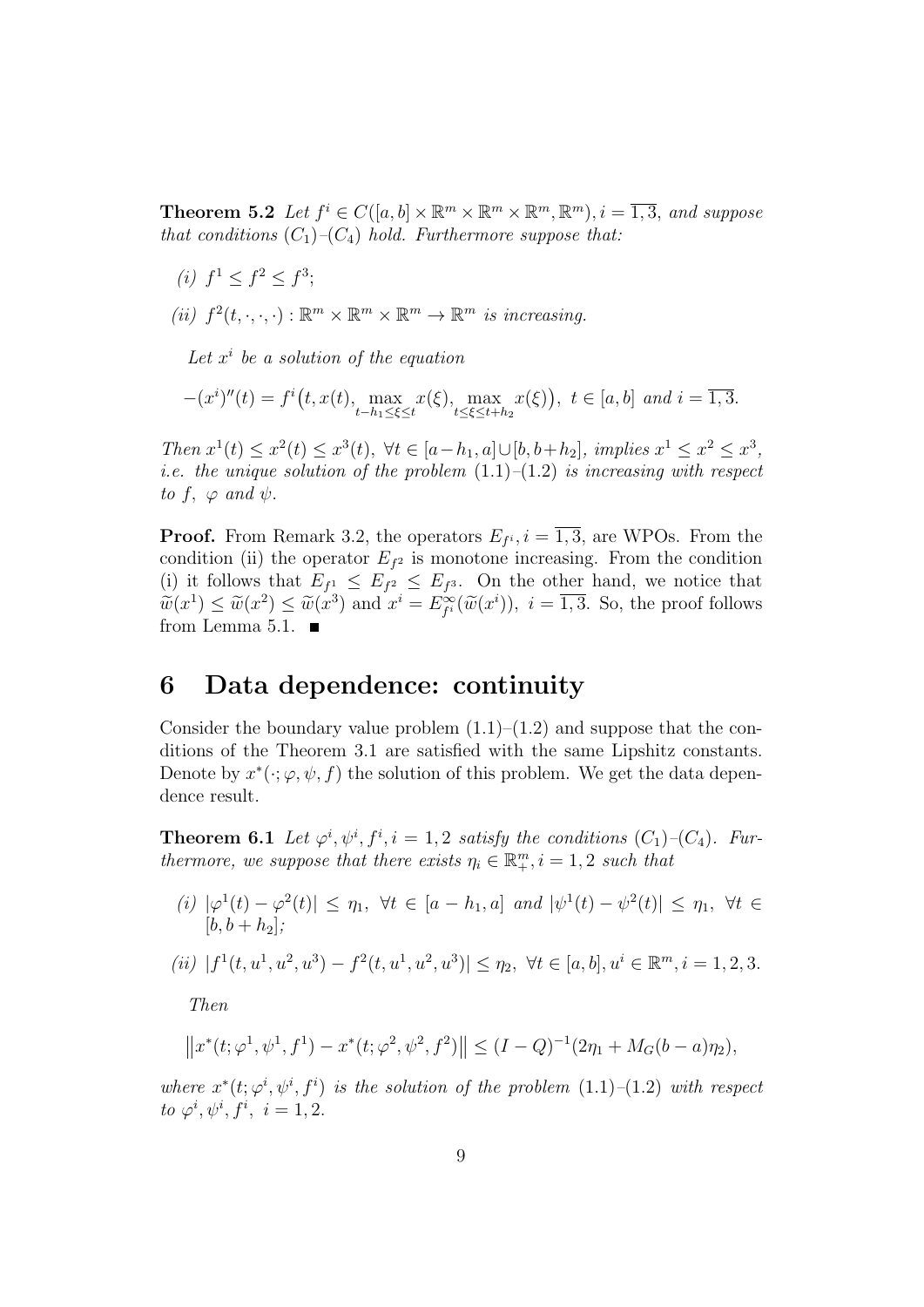**Theorem 5.2** *Let $f^i \in C([a,b]\times\mathbb{R}^m\times\mathbb{R}^m\times\mathbb{R}^m,\mathbb{R}^m), i=\overline{1,3}$, and suppose that conditions $(C_1)$–$(C_4)$ hold. Furthermore suppose that:*

*(i)* $f^1 \le f^2 \le f^3$;

*(ii)* $f^2(t,\cdot,\cdot,\cdot):\mathbb{R}^m\times\mathbb{R}^m\times\mathbb{R}^m\to\mathbb{R}^m$ *is increasing.*

*Let $x^i$ be a solution of the equation*

$$-(x^i)''(t) = f^i\big(t, x(t), \max_{t-h_1\le\xi\le t} x(\xi), \max_{t\le\xi\le t+h_2} x(\xi)\big),\ t\in[a,b] \text{ and } i=\overline{1,3}.$$

*Then $x^1(t)\le x^2(t)\le x^3(t),\ \forall t\in[a-h_1,a]\cup[b,b+h_2]$, implies $x^1\le x^2\le x^3$, i.e. the unique solution of the problem (1.1)–(1.2) is increasing with respect to $f,\ \varphi$ and $\psi$.*

**Proof.** From Remark 3.2, the operators $E_{f^i}, i=\overline{1,3}$, are WPOs. From the condition (ii) the operator $E_{f^2}$ is monotone increasing. From the condition (i) it follows that $E_{f^1}\le E_{f^2}\le E_{f^3}$. On the other hand, we notice that $\widetilde{w}(x^1)\le\widetilde{w}(x^2)\le\widetilde{w}(x^3)$ and $x^i = E^{\infty}_{f^i}(\widetilde{w}(x^i)),\ i=\overline{1,3}$. So, the proof follows from Lemma 5.1. ∎

# 6 Data dependence: continuity

Consider the boundary value problem (1.1)–(1.2) and suppose that the conditions of the Theorem 3.1 are satisfied with the same Lipshitz constants. Denote by $x^*(\cdot;\varphi,\psi,f)$ the solution of this problem. We get the data dependence result.

**Theorem 6.1** *Let $\varphi^i,\psi^i,f^i, i=1,2$ satisfy the conditions $(C_1)$–$(C_4)$. Furthermore, we suppose that there exists $\eta_i\in\mathbb{R}^m_+, i=1,2$ such that*

*(i)* $|\varphi^1(t)-\varphi^2(t)|\le\eta_1,\ \forall t\in[a-h_1,a]$ *and* $|\psi^1(t)-\psi^2(t)|\le\eta_1,\ \forall t\in[b,b+h_2]$;

*(ii)* $|f^1(t,u^1,u^2,u^3)-f^2(t,u^1,u^2,u^3)|\le\eta_2,\ \forall t\in[a,b], u^i\in\mathbb{R}^m, i=1,2,3.$

*Then*

$$\big\|x^*(t;\varphi^1,\psi^1,f^1)-x^*(t;\varphi^2,\psi^2,f^2)\big\|\le(I-Q)^{-1}(2\eta_1+M_G(b-a)\eta_2),$$

*where $x^*(t;\varphi^i,\psi^i,f^i)$ is the solution of the problem (1.1)–(1.2) with respect to $\varphi^i,\psi^i,f^i,\ i=1,2$.*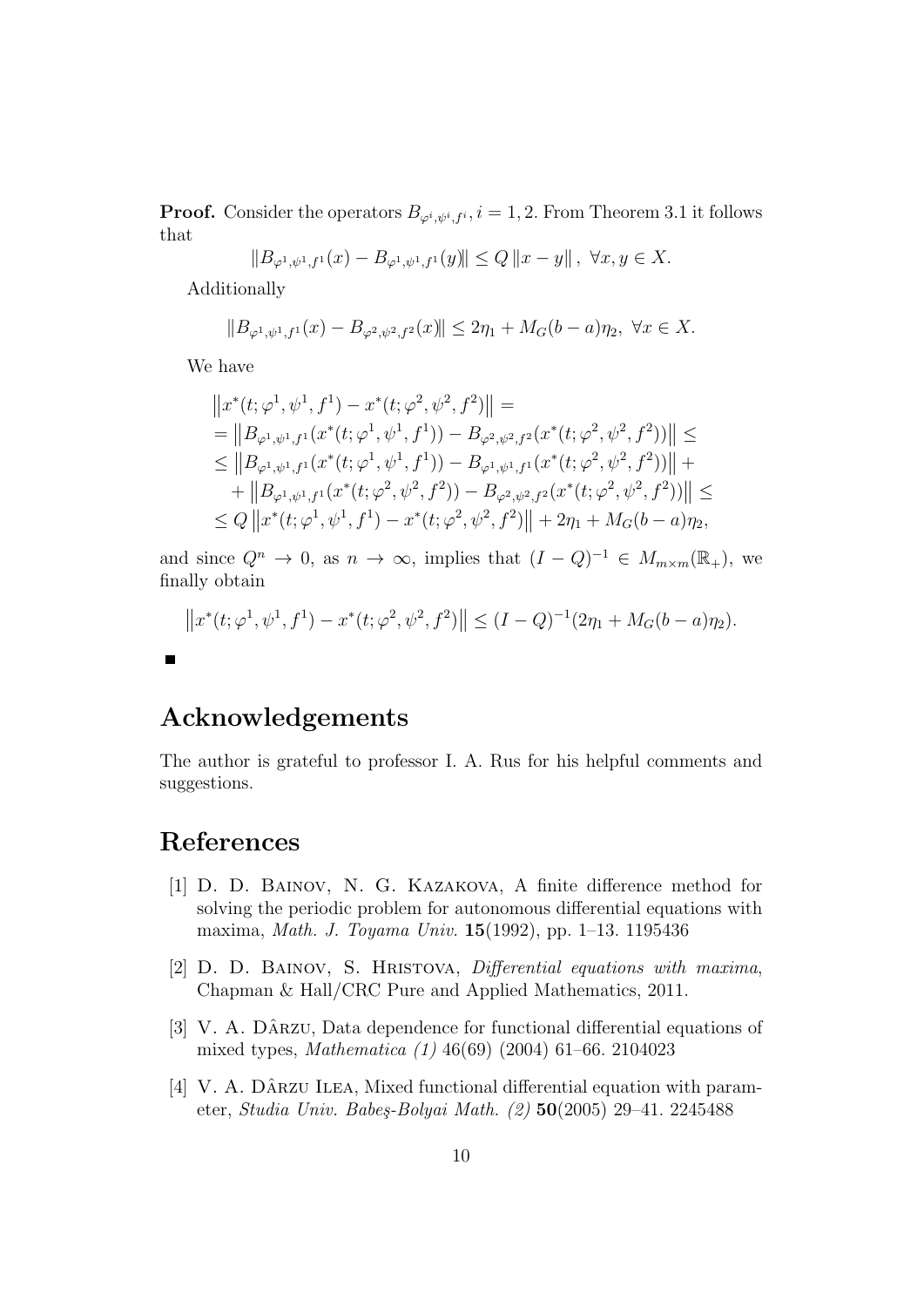**Proof.** Consider the operators $B_{\varphi^i,\psi^i,f^i}$, $i = 1, 2$. From Theorem 3.1 it follows that

$$\|B_{\varphi^1,\psi^1,f^1}(x) - B_{\varphi^1,\psi^1,f^1}(y)\| \leq Q\,\|x - y\|\,,\ \forall x, y \in X.$$

Additionally

$$\|B_{\varphi^1,\psi^1,f^1}(x) - B_{\varphi^2,\psi^2,f^2}(x)\| \leq 2\eta_1 + M_G(b - a)\eta_2,\ \forall x \in X.$$

We have

$$\begin{aligned}
&\left\|x^*(t;\varphi^1,\psi^1,f^1) - x^*(t;\varphi^2,\psi^2,f^2)\right\| = \\
&= \left\|B_{\varphi^1,\psi^1,f^1}(x^*(t;\varphi^1,\psi^1,f^1)) - B_{\varphi^2,\psi^2,f^2}(x^*(t;\varphi^2,\psi^2,f^2))\right\| \leq \\
&\leq \left\|B_{\varphi^1,\psi^1,f^1}(x^*(t;\varphi^1,\psi^1,f^1)) - B_{\varphi^1,\psi^1,f^1}(x^*(t;\varphi^2,\psi^2,f^2))\right\| + \\
&\quad + \left\|B_{\varphi^1,\psi^1,f^1}(x^*(t;\varphi^2,\psi^2,f^2)) - B_{\varphi^2,\psi^2,f^2}(x^*(t;\varphi^2,\psi^2,f^2))\right\| \leq \\
&\leq Q\left\|x^*(t;\varphi^1,\psi^1,f^1) - x^*(t;\varphi^2,\psi^2,f^2)\right\| + 2\eta_1 + M_G(b - a)\eta_2,
\end{aligned}$$

and since $Q^n \to 0$, as $n \to \infty$, implies that $(I - Q)^{-1} \in M_{m\times m}(\mathbb{R}_+)$, we finally obtain

$$\left\|x^*(t;\varphi^1,\psi^1,f^1) - x^*(t;\varphi^2,\psi^2,f^2)\right\| \leq (I - Q)^{-1}(2\eta_1 + M_G(b - a)\eta_2).$$

■

# Acknowledgements

The author is grateful to professor I. A. Rus for his helpful comments and suggestions.

# References

[1] D. D. Bainov, N. G. Kazakova, A finite difference method for solving the periodic problem for autonomous differential equations with maxima, *Math. J. Toyama Univ.* **15**(1992), pp. 1–13. 1195436

[2] D. D. Bainov, S. Hristova, *Differential equations with maxima*, Chapman & Hall/CRC Pure and Applied Mathematics, 2011.

[3] V. A. Dârzu, Data dependence for functional differential equations of mixed types, *Mathematica (1)* 46(69) (2004) 61–66. 2104023

[4] V. A. Dârzu Ilea, Mixed functional differential equation with parameter, *Studia Univ. Babeş-Bolyai Math. (2)* **50**(2005) 29–41. 2245488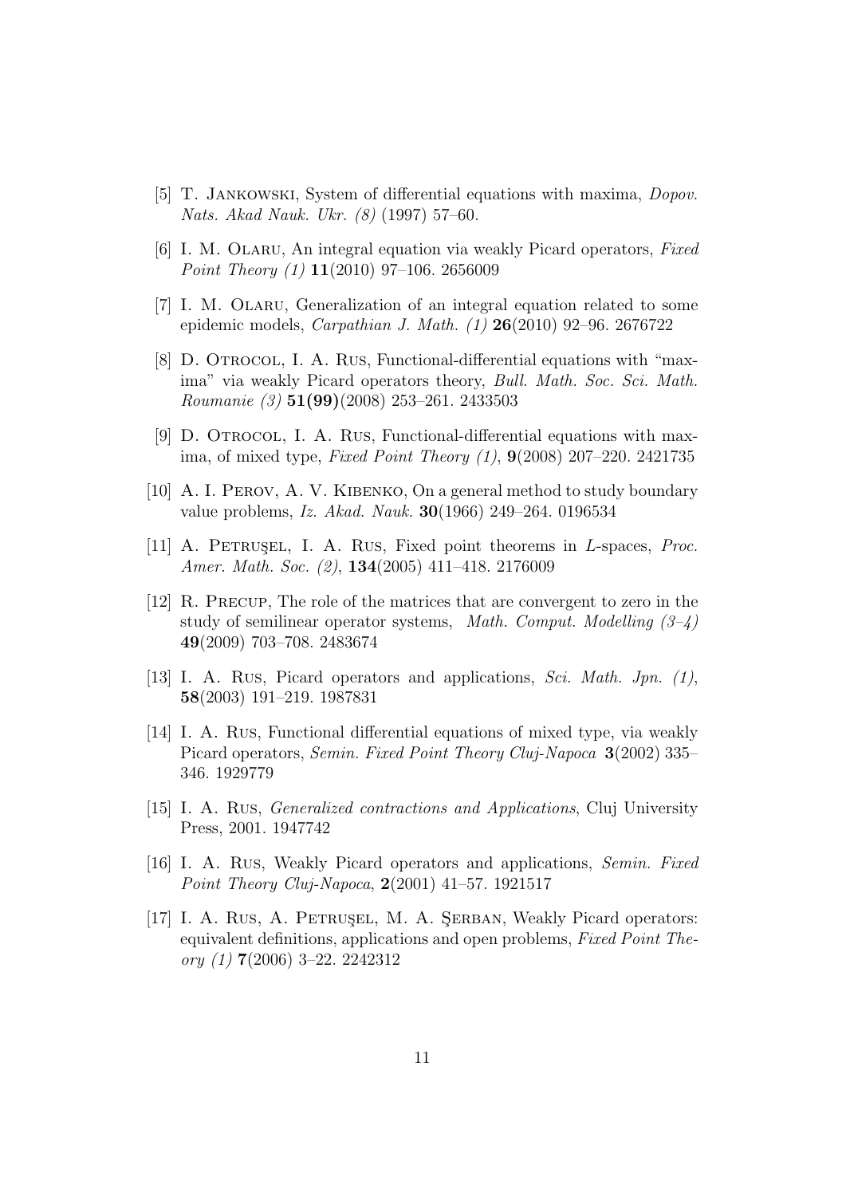[5] T. Jankowski, System of differential equations with maxima, *Dopov. Nats. Akad Nauk. Ukr. (8)* (1997) 57–60.

[6] I. M. Olaru, An integral equation via weakly Picard operators, *Fixed Point Theory (1)* **11**(2010) 97–106. 2656009

[7] I. M. Olaru, Generalization of an integral equation related to some epidemic models, *Carpathian J. Math. (1)* **26**(2010) 92–96. 2676722

[8] D. Otrocol, I. A. Rus, Functional-differential equations with "maxima" via weakly Picard operators theory, *Bull. Math. Soc. Sci. Math. Roumanie (3)* **51(99)**(2008) 253–261. 2433503

[9] D. Otrocol, I. A. Rus, Functional-differential equations with maxima, of mixed type, *Fixed Point Theory (1)*, **9**(2008) 207–220. 2421735

[10] A. I. Perov, A. V. Kibenko, On a general method to study boundary value problems, *Iz. Akad. Nauk.* **30**(1966) 249–264. 0196534

[11] A. Petruşel, I. A. Rus, Fixed point theorems in $L$-spaces, *Proc. Amer. Math. Soc. (2)*, **134**(2005) 411–418. 2176009

[12] R. Precup, The role of the matrices that are convergent to zero in the study of semilinear operator systems, *Math. Comput. Modelling (3–4)* **49**(2009) 703–708. 2483674

[13] I. A. Rus, Picard operators and applications, *Sci. Math. Jpn. (1)*, **58**(2003) 191–219. 1987831

[14] I. A. Rus, Functional differential equations of mixed type, via weakly Picard operators, *Semin. Fixed Point Theory Cluj-Napoca* **3**(2002) 335–346. 1929779

[15] I. A. Rus, *Generalized contractions and Applications*, Cluj University Press, 2001. 1947742

[16] I. A. Rus, Weakly Picard operators and applications, *Semin. Fixed Point Theory Cluj-Napoca*, **2**(2001) 41–57. 1921517

[17] I. A. Rus, A. Petruşel, M. A. Şerban, Weakly Picard operators: equivalent definitions, applications and open problems, *Fixed Point Theory (1)* **7**(2006) 3–22. 2242312